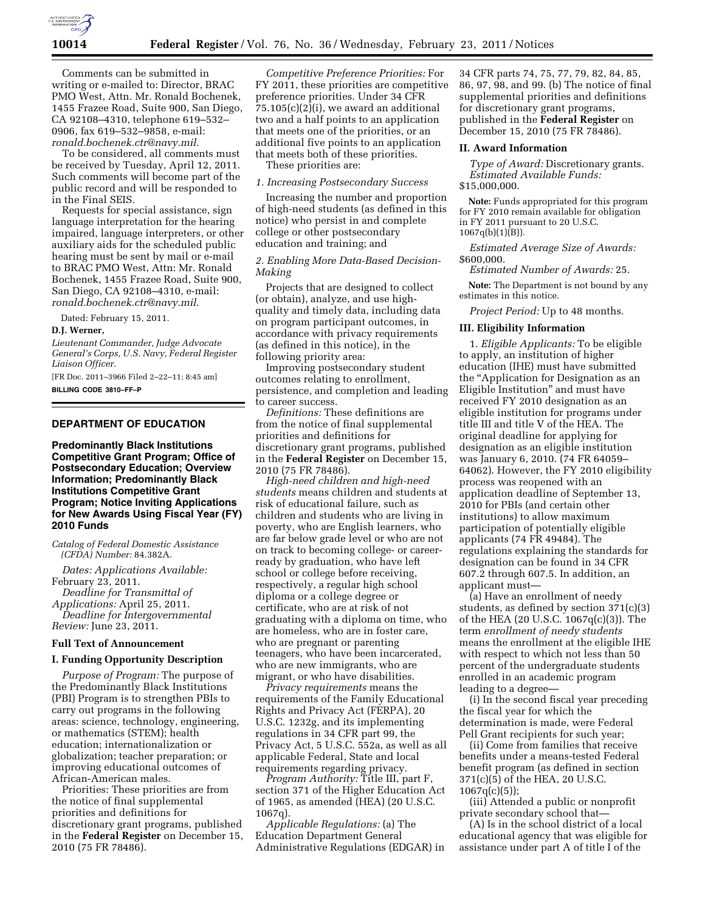Comments can be submitted in writing or e-mailed to: Director, BRAC PMO West, Attn. Mr. Ronald Bochenek, 1455 Frazee Road, Suite 900, San Diego, CA 92108–4310, telephone 619–532–0906, fax 619–532–9858, e-mail: *ronald.bochenek.ctr@navy.mil*.

To be considered, all comments must be received by Tuesday, April 12, 2011. Such comments will become part of the public record and will be responded to in the Final SEIS.

Requests for special assistance, sign language interpretation for the hearing impaired, language interpreters, or other auxiliary aids for the scheduled public hearing must be sent by mail or e-mail to BRAC PMO West, Attn: Mr. Ronald Bochenek, 1455 Frazee Road, Suite 900, San Diego, CA 92108–4310, e-mail: *ronald.bochenek.ctr@navy.mil*.

Dated: February 15, 2011.

**D.J. Werner,**

*Lieutenant Commander, Judge Advocate General's Corps, U.S. Navy, Federal Register Liaison Officer.*

[FR Doc. 2011–3966 Filed 2–22–11; 8:45 am]

**BILLING CODE 3810–FF–P**

## DEPARTMENT OF EDUCATION

### Predominantly Black Institutions Competitive Grant Program; Office of Postsecondary Education; Overview Information; Predominantly Black Institutions Competitive Grant Program; Notice Inviting Applications for New Awards Using Fiscal Year (FY) 2010 Funds

*Catalog of Federal Domestic Assistance (CFDA) Number:* 84.382A.

*Dates: Applications Available:* February 23, 2011.

*Deadline for Transmittal of Applications:* April 25, 2011.

*Deadline for Intergovernmental Review:* June 23, 2011.

#### Full Text of Announcement

#### I. Funding Opportunity Description

*Purpose of Program:* The purpose of the Predominantly Black Institutions (PBI) Program is to strengthen PBIs to carry out programs in the following areas: science, technology, engineering, or mathematics (STEM); health education; internationalization or globalization; teacher preparation; or improving educational outcomes of African-American males.

Priorities: These priorities are from the notice of final supplemental priorities and definitions for discretionary grant programs, published in the **Federal Register** on December 15, 2010 (75 FR 78486).

*Competitive Preference Priorities:* For FY 2011, these priorities are competitive preference priorities. Under 34 CFR 75.105(c)(2)(i), we award an additional two and a half points to an application that meets one of the priorities, or an additional five points to an application that meets both of these priorities.

These priorities are:

*1. Increasing Postsecondary Success*

Increasing the number and proportion of high-need students (as defined in this notice) who persist in and complete college or other postsecondary education and training; and

*2. Enabling More Data-Based Decision-Making*

Projects that are designed to collect (or obtain), analyze, and use high-quality and timely data, including data on program participant outcomes, in accordance with privacy requirements (as defined in this notice), in the following priority area:

Improving postsecondary student outcomes relating to enrollment, persistence, and completion and leading to career success.

*Definitions:* These definitions are from the notice of final supplemental priorities and definitions for discretionary grant programs, published in the **Federal Register** on December 15, 2010 (75 FR 78486).

*High-need children and high-need students* means children and students at risk of educational failure, such as children and students who are living in poverty, who are English learners, who are far below grade level or who are not on track to becoming college- or career-ready by graduation, who have left school or college before receiving, respectively, a regular high school diploma or a college degree or certificate, who are at risk of not graduating with a diploma on time, who are homeless, who are in foster care, who are pregnant or parenting teenagers, who have been incarcerated, who are new immigrants, who are migrant, or who have disabilities.

*Privacy requirements* means the requirements of the Family Educational Rights and Privacy Act (FERPA), 20 U.S.C. 1232g, and its implementing regulations in 34 CFR part 99, the Privacy Act, 5 U.S.C. 552a, as well as all applicable Federal, State and local requirements regarding privacy.

*Program Authority:* Title III, part F, section 371 of the Higher Education Act of 1965, as amended (HEA) (20 U.S.C. 1067q).

*Applicable Regulations:* (a) The Education Department General Administrative Regulations (EDGAR) in 34 CFR parts 74, 75, 77, 79, 82, 84, 85, 86, 97, 98, and 99. (b) The notice of final supplemental priorities and definitions for discretionary grant programs, published in the **Federal Register** on December 15, 2010 (75 FR 78486).

#### II. Award Information

*Type of Award:* Discretionary grants.

*Estimated Available Funds:* $15,000,000.

**Note:** Funds appropriated for this program for FY 2010 remain available for obligation in FY 2011 pursuant to 20 U.S.C. 1067q(b)(1)(B)).

*Estimated Average Size of Awards:* $600,000.

*Estimated Number of Awards:* 25.

**Note:** The Department is not bound by any estimates in this notice.

*Project Period:* Up to 48 months.

#### III. Eligibility Information

1. *Eligible Applicants:* To be eligible to apply, an institution of higher education (IHE) must have submitted the "Application for Designation as an Eligible Institution" and must have received FY 2010 designation as an eligible institution for programs under title III and title V of the HEA. The original deadline for applying for designation as an eligible institution was January 6, 2010. (74 FR 64059–64062). However, the FY 2010 eligibility process was reopened with an application deadline of September 13, 2010 for PBIs (and certain other institutions) to allow maximum participation of potentially eligible applicants (74 FR 49484). The regulations explaining the standards for designation can be found in 34 CFR 607.2 through 607.5. In addition, an applicant must—

(a) Have an enrollment of needy students, as defined by section 371(c)(3) of the HEA (20 U.S.C. 1067q(c)(3)). The term *enrollment of needy students* means the enrollment at the eligible IHE with respect to which not less than 50 percent of the undergraduate students enrolled in an academic program leading to a degree—

(i) In the second fiscal year preceding the fiscal year for which the determination is made, were Federal Pell Grant recipients for such year;

(ii) Come from families that receive benefits under a means-tested Federal benefit program (as defined in section 371(c)(5) of the HEA, 20 U.S.C. 1067q(c)(5));

(iii) Attended a public or nonprofit private secondary school that—

(A) Is in the school district of a local educational agency that was eligible for assistance under part A of title I of the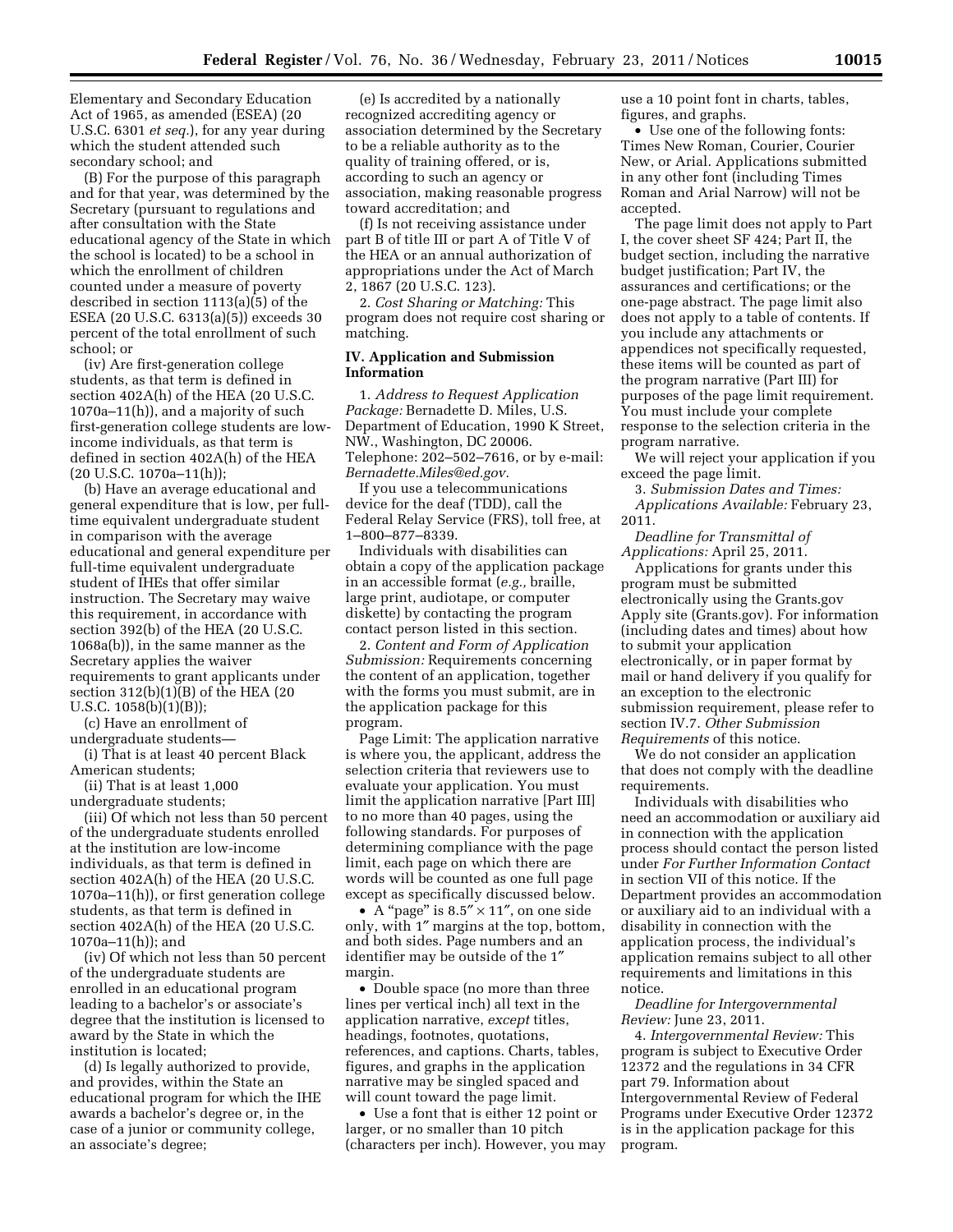Elementary and Secondary Education Act of 1965, as amended (ESEA) (20 U.S.C. 6301 *et seq.*), for any year during which the student attended such secondary school; and

(B) For the purpose of this paragraph and for that year, was determined by the Secretary (pursuant to regulations and after consultation with the State educational agency of the State in which the school is located) to be a school in which the enrollment of children counted under a measure of poverty described in section 1113(a)(5) of the ESEA (20 U.S.C. 6313(a)(5)) exceeds 30 percent of the total enrollment of such school; or

(iv) Are first-generation college students, as that term is defined in section 402A(h) of the HEA (20 U.S.C. 1070a–11(h)), and a majority of such first-generation college students are low-income individuals, as that term is defined in section 402A(h) of the HEA (20 U.S.C. 1070a–11(h));

(b) Have an average educational and general expenditure that is low, per full-time equivalent undergraduate student in comparison with the average educational and general expenditure per full-time equivalent undergraduate student of IHEs that offer similar instruction. The Secretary may waive this requirement, in accordance with section 392(b) of the HEA (20 U.S.C. 1068a(b)), in the same manner as the Secretary applies the waiver requirements to grant applicants under section 312(b)(1)(B) of the HEA (20 U.S.C. 1058(b)(1)(B));

(c) Have an enrollment of undergraduate students—

(i) That is at least 40 percent Black American students;

(ii) That is at least 1,000 undergraduate students;

(iii) Of which not less than 50 percent of the undergraduate students enrolled at the institution are low-income individuals, as that term is defined in section 402A(h) of the HEA (20 U.S.C. 1070a–11(h)), or first generation college students, as that term is defined in section 402A(h) of the HEA (20 U.S.C. 1070a–11(h)); and

(iv) Of which not less than 50 percent of the undergraduate students are enrolled in an educational program leading to a bachelor's or associate's degree that the institution is licensed to award by the State in which the institution is located;

(d) Is legally authorized to provide, and provides, within the State an educational program for which the IHE awards a bachelor's degree or, in the case of a junior or community college, an associate's degree;

(e) Is accredited by a nationally recognized accrediting agency or association determined by the Secretary to be a reliable authority as to the quality of training offered, or is, according to such an agency or association, making reasonable progress toward accreditation; and

(f) Is not receiving assistance under part B of title III or part A of Title V of the HEA or an annual authorization of appropriations under the Act of March 2, 1867 (20 U.S.C. 123).

2. *Cost Sharing or Matching:* This program does not require cost sharing or matching.

## IV. Application and Submission Information

1. *Address to Request Application Package:* Bernadette D. Miles, U.S. Department of Education, 1990 K Street, NW., Washington, DC 20006. Telephone: 202–502–7616, or by e-mail: *Bernadette.Miles@ed.gov*.

If you use a telecommunications device for the deaf (TDD), call the Federal Relay Service (FRS), toll free, at 1–800–877–8339.

Individuals with disabilities can obtain a copy of the application package in an accessible format (*e.g.,* braille, large print, audiotape, or computer diskette) by contacting the program contact person listed in this section.

2. *Content and Form of Application Submission:* Requirements concerning the content of an application, together with the forms you must submit, are in the application package for this program.

Page Limit: The application narrative is where you, the applicant, address the selection criteria that reviewers use to evaluate your application. You must limit the application narrative [Part III] to no more than 40 pages, using the following standards. For purposes of determining compliance with the page limit, each page on which there are words will be counted as one full page except as specifically discussed below.

- A "page" is 8.5″ × 11″, on one side only, with 1″ margins at the top, bottom, and both sides. Page numbers and an identifier may be outside of the 1″ margin.
- Double space (no more than three lines per vertical inch) all text in the application narrative, *except* titles, headings, footnotes, quotations, references, and captions. Charts, tables, figures, and graphs in the application narrative may be singled spaced and will count toward the page limit.
- Use a font that is either 12 point or larger, or no smaller than 10 pitch (characters per inch). However, you may use a 10 point font in charts, tables, figures, and graphs.
- Use one of the following fonts: Times New Roman, Courier, Courier New, or Arial. Applications submitted in any other font (including Times Roman and Arial Narrow) will not be accepted.

The page limit does not apply to Part I, the cover sheet SF 424; Part II, the budget section, including the narrative budget justification; Part IV, the assurances and certifications; or the one-page abstract. The page limit also does not apply to a table of contents. If you include any attachments or appendices not specifically requested, these items will be counted as part of the program narrative (Part III) for purposes of the page limit requirement. You must include your complete response to the selection criteria in the program narrative.

We will reject your application if you exceed the page limit.

3. *Submission Dates and Times:*

*Applications Available:* February 23, 2011.

*Deadline for Transmittal of Applications:* April 25, 2011.

Applications for grants under this program must be submitted electronically using the Grants.gov Apply site (Grants.gov). For information (including dates and times) about how to submit your application electronically, or in paper format by mail or hand delivery if you qualify for an exception to the electronic submission requirement, please refer to section IV.7. *Other Submission Requirements* of this notice.

We do not consider an application that does not comply with the deadline requirements.

Individuals with disabilities who need an accommodation or auxiliary aid in connection with the application process should contact the person listed under *For Further Information Contact* in section VII of this notice. If the Department provides an accommodation or auxiliary aid to an individual with a disability in connection with the application process, the individual's application remains subject to all other requirements and limitations in this notice.

*Deadline for Intergovernmental Review:* June 23, 2011.

4. *Intergovernmental Review:* This program is subject to Executive Order 12372 and the regulations in 34 CFR part 79. Information about Intergovernmental Review of Federal Programs under Executive Order 12372 is in the application package for this program.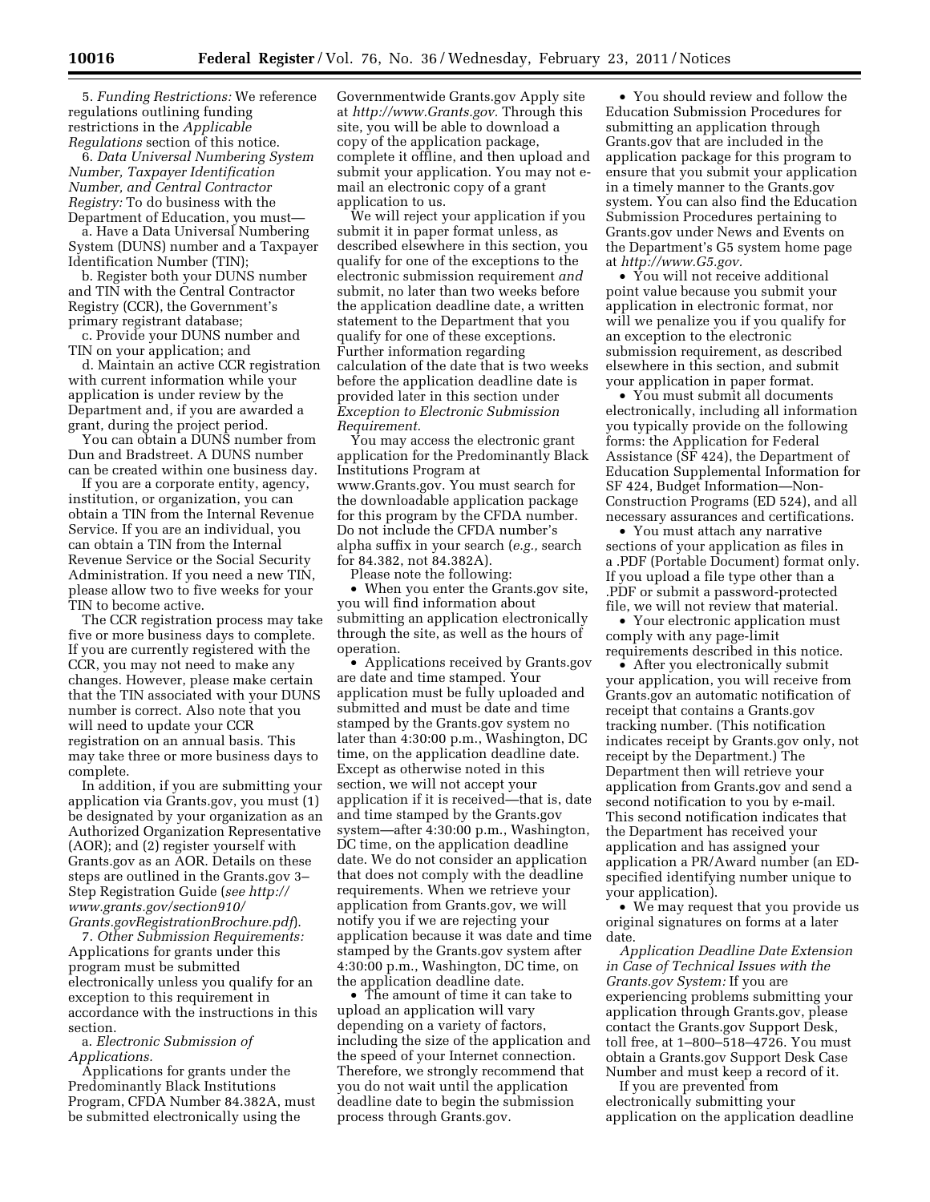5. *Funding Restrictions:* We reference regulations outlining funding restrictions in the *Applicable Regulations* section of this notice.

6. *Data Universal Numbering System Number, Taxpayer Identification Number, and Central Contractor Registry:* To do business with the Department of Education, you must—

a. Have a Data Universal Numbering System (DUNS) number and a Taxpayer Identification Number (TIN);

b. Register both your DUNS number and TIN with the Central Contractor Registry (CCR), the Government's primary registrant database;

c. Provide your DUNS number and TIN on your application; and

d. Maintain an active CCR registration with current information while your application is under review by the Department and, if you are awarded a grant, during the project period.

You can obtain a DUNS number from Dun and Bradstreet. A DUNS number can be created within one business day.

If you are a corporate entity, agency, institution, or organization, you can obtain a TIN from the Internal Revenue Service. If you are an individual, you can obtain a TIN from the Internal Revenue Service or the Social Security Administration. If you need a new TIN, please allow two to five weeks for your TIN to become active.

The CCR registration process may take five or more business days to complete. If you are currently registered with the CCR, you may not need to make any changes. However, please make certain that the TIN associated with your DUNS number is correct. Also note that you will need to update your CCR registration on an annual basis. This may take three or more business days to complete.

In addition, if you are submitting your application via Grants.gov, you must (1) be designated by your organization as an Authorized Organization Representative (AOR); and (2) register yourself with Grants.gov as an AOR. Details on these steps are outlined in the Grants.gov 3–Step Registration Guide (*see http://www.grants.gov/section910/Grants.govRegistrationBrochure.pdf*).

7. *Other Submission Requirements:* Applications for grants under this program must be submitted electronically unless you qualify for an exception to this requirement in accordance with the instructions in this section.

a. *Electronic Submission of Applications.*

Applications for grants under the Predominantly Black Institutions Program, CFDA Number 84.382A, must be submitted electronically using the Governmentwide Grants.gov Apply site at *http://www.Grants.gov.* Through this site, you will be able to download a copy of the application package, complete it offline, and then upload and submit your application. You may not e-mail an electronic copy of a grant application to us.

We will reject your application if you submit it in paper format unless, as described elsewhere in this section, you qualify for one of the exceptions to the electronic submission requirement *and* submit, no later than two weeks before the application deadline date, a written statement to the Department that you qualify for one of these exceptions. Further information regarding calculation of the date that is two weeks before the application deadline date is provided later in this section under *Exception to Electronic Submission Requirement.*

You may access the electronic grant application for the Predominantly Black Institutions Program at www.Grants.gov. You must search for the downloadable application package for this program by the CFDA number. Do not include the CFDA number's alpha suffix in your search (*e.g.,* search for 84.382, not 84.382A).

Please note the following:

- When you enter the Grants.gov site, you will find information about submitting an application electronically through the site, as well as the hours of operation.
- Applications received by Grants.gov are date and time stamped. Your application must be fully uploaded and submitted and must be date and time stamped by the Grants.gov system no later than 4:30:00 p.m., Washington, DC time, on the application deadline date. Except as otherwise noted in this section, we will not accept your application if it is received—that is, date and time stamped by the Grants.gov system—after 4:30:00 p.m., Washington, DC time, on the application deadline date. We do not consider an application that does not comply with the deadline requirements. When we retrieve your application from Grants.gov, we will notify you if we are rejecting your application because it was date and time stamped by the Grants.gov system after 4:30:00 p.m., Washington, DC time, on the application deadline date.
- The amount of time it can take to upload an application will vary depending on a variety of factors, including the size of the application and the speed of your Internet connection. Therefore, we strongly recommend that you do not wait until the application deadline date to begin the submission process through Grants.gov.
- You should review and follow the Education Submission Procedures for submitting an application through Grants.gov that are included in the application package for this program to ensure that you submit your application in a timely manner to the Grants.gov system. You can also find the Education Submission Procedures pertaining to Grants.gov under News and Events on the Department's G5 system home page at *http://www.G5.gov.*
- You will not receive additional point value because you submit your application in electronic format, nor will we penalize you if you qualify for an exception to the electronic submission requirement, as described elsewhere in this section, and submit your application in paper format.
- You must submit all documents electronically, including all information you typically provide on the following forms: the Application for Federal Assistance (SF 424), the Department of Education Supplemental Information for SF 424, Budget Information—Non-Construction Programs (ED 524), and all necessary assurances and certifications.
- You must attach any narrative sections of your application as files in a .PDF (Portable Document) format only. If you upload a file type other than a .PDF or submit a password-protected file, we will not review that material.
- Your electronic application must comply with any page-limit requirements described in this notice.
- After you electronically submit your application, you will receive from Grants.gov an automatic notification of receipt that contains a Grants.gov tracking number. (This notification indicates receipt by Grants.gov only, not receipt by the Department.) The Department then will retrieve your application from Grants.gov and send a second notification to you by e-mail. This second notification indicates that the Department has received your application and has assigned your application a PR/Award number (an ED-specified identifying number unique to your application).
- We may request that you provide us original signatures on forms at a later date.

*Application Deadline Date Extension in Case of Technical Issues with the Grants.gov System:* If you are experiencing problems submitting your application through Grants.gov, please contact the Grants.gov Support Desk, toll free, at 1–800–518–4726. You must obtain a Grants.gov Support Desk Case Number and must keep a record of it.

If you are prevented from electronically submitting your application on the application deadline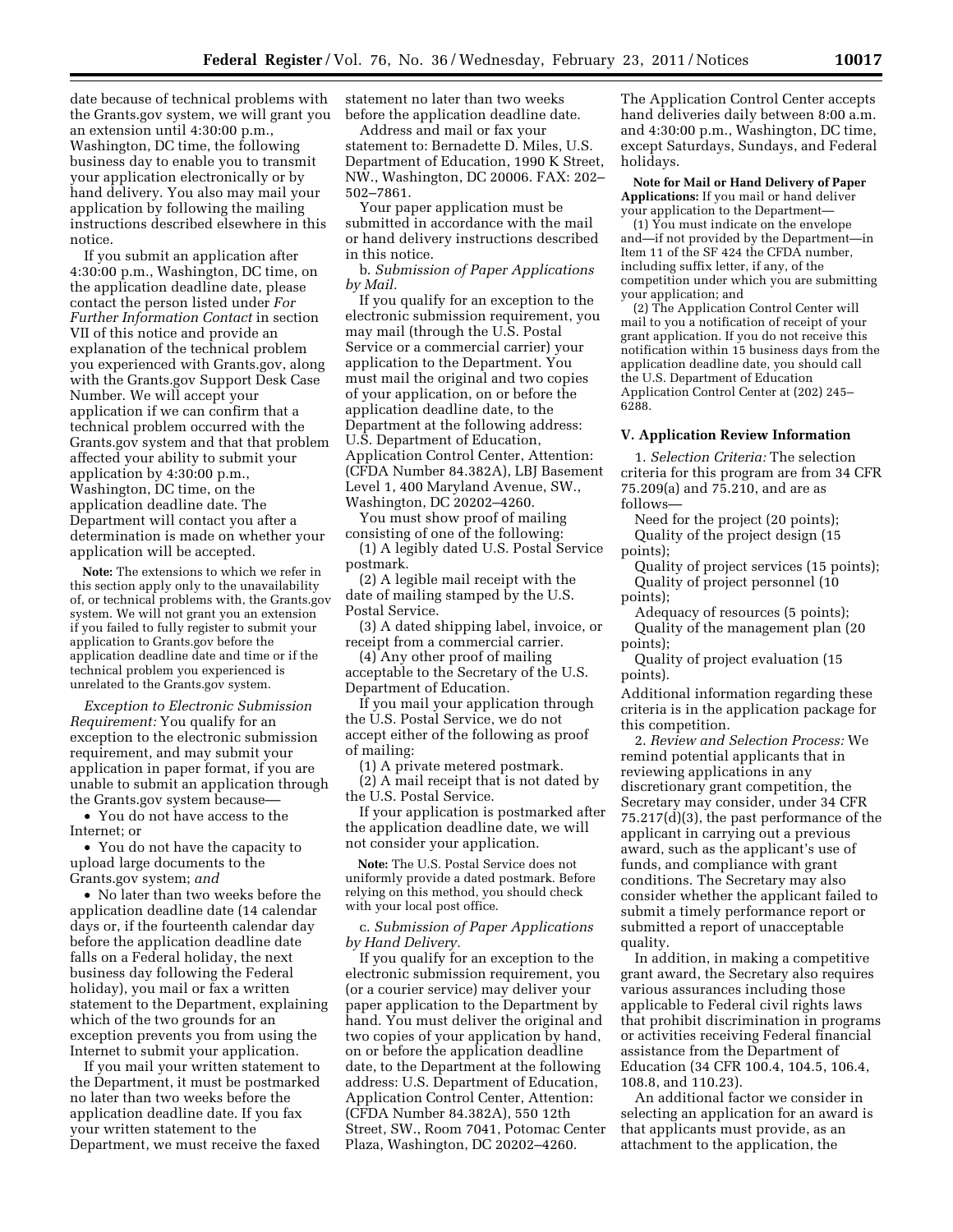date because of technical problems with the Grants.gov system, we will grant you an extension until 4:30:00 p.m., Washington, DC time, the following business day to enable you to transmit your application electronically or by hand delivery. You also may mail your application by following the mailing instructions described elsewhere in this notice.

If you submit an application after 4:30:00 p.m., Washington, DC time, on the application deadline date, please contact the person listed under *For Further Information Contact* in section VII of this notice and provide an explanation of the technical problem you experienced with Grants.gov, along with the Grants.gov Support Desk Case Number. We will accept your application if we can confirm that a technical problem occurred with the Grants.gov system and that that problem affected your ability to submit your application by 4:30:00 p.m., Washington, DC time, on the application deadline date. The Department will contact you after a determination is made on whether your application will be accepted.

**Note:** The extensions to which we refer in this section apply only to the unavailability of, or technical problems with, the Grants.gov system. We will not grant you an extension if you failed to fully register to submit your application to Grants.gov before the application deadline date and time or if the technical problem you experienced is unrelated to the Grants.gov system.

*Exception to Electronic Submission Requirement:* You qualify for an exception to the electronic submission requirement, and may submit your application in paper format, if you are unable to submit an application through the Grants.gov system because—

- You do not have access to the Internet; or
- You do not have the capacity to upload large documents to the Grants.gov system; *and*
- No later than two weeks before the application deadline date (14 calendar days or, if the fourteenth calendar day before the application deadline date falls on a Federal holiday, the next business day following the Federal holiday), you mail or fax a written statement to the Department, explaining which of the two grounds for an exception prevents you from using the Internet to submit your application.

If you mail your written statement to the Department, it must be postmarked no later than two weeks before the application deadline date. If you fax your written statement to the Department, we must receive the faxed statement no later than two weeks before the application deadline date.

Address and mail or fax your statement to: Bernadette D. Miles, U.S. Department of Education, 1990 K Street, NW., Washington, DC 20006. FAX: 202–502–7861.

Your paper application must be submitted in accordance with the mail or hand delivery instructions described in this notice.

b. *Submission of Paper Applications by Mail.*

If you qualify for an exception to the electronic submission requirement, you may mail (through the U.S. Postal Service or a commercial carrier) your application to the Department. You must mail the original and two copies of your application, on or before the application deadline date, to the Department at the following address: U.S. Department of Education, Application Control Center, Attention: (CFDA Number 84.382A), LBJ Basement Level 1, 400 Maryland Avenue, SW., Washington, DC 20202–4260.

You must show proof of mailing consisting of one of the following:

(1) A legibly dated U.S. Postal Service postmark.

(2) A legible mail receipt with the date of mailing stamped by the U.S. Postal Service.

(3) A dated shipping label, invoice, or receipt from a commercial carrier.

(4) Any other proof of mailing acceptable to the Secretary of the U.S. Department of Education.

If you mail your application through the U.S. Postal Service, we do not accept either of the following as proof of mailing:

(1) A private metered postmark.

(2) A mail receipt that is not dated by the U.S. Postal Service.

If your application is postmarked after the application deadline date, we will not consider your application.

**Note:** The U.S. Postal Service does not uniformly provide a dated postmark. Before relying on this method, you should check with your local post office.

c. *Submission of Paper Applications by Hand Delivery.*

If you qualify for an exception to the electronic submission requirement, you (or a courier service) may deliver your paper application to the Department by hand. You must deliver the original and two copies of your application by hand, on or before the application deadline date, to the Department at the following address: U.S. Department of Education, Application Control Center, Attention: (CFDA Number 84.382A), 550 12th Street, SW., Room 7041, Potomac Center Plaza, Washington, DC 20202–4260.

The Application Control Center accepts hand deliveries daily between 8:00 a.m. and 4:30:00 p.m., Washington, DC time, except Saturdays, Sundays, and Federal holidays.

**Note for Mail or Hand Delivery of Paper Applications:** If you mail or hand deliver your application to the Department—

(1) You must indicate on the envelope and—if not provided by the Department—in Item 11 of the SF 424 the CFDA number, including suffix letter, if any, of the competition under which you are submitting your application; and

(2) The Application Control Center will mail to you a notification of receipt of your grant application. If you do not receive this notification within 15 business days from the application deadline date, you should call the U.S. Department of Education Application Control Center at (202) 245–6288.

## V. Application Review Information

1. *Selection Criteria:* The selection criteria for this program are from 34 CFR 75.209(a) and 75.210, and are as follows—

Need for the project (20 points);
Quality of the project design (15 points);
Quality of project services (15 points);
Quality of project personnel (10 points);
Adequacy of resources (5 points);
Quality of the management plan (20 points);
Quality of project evaluation (15 points).

Additional information regarding these criteria is in the application package for this competition.

2. *Review and Selection Process:* We remind potential applicants that in reviewing applications in any discretionary grant competition, the Secretary may consider, under 34 CFR 75.217(d)(3), the past performance of the applicant in carrying out a previous award, such as the applicant's use of funds, and compliance with grant conditions. The Secretary may also consider whether the applicant failed to submit a timely performance report or submitted a report of unacceptable quality.

In addition, in making a competitive grant award, the Secretary also requires various assurances including those applicable to Federal civil rights laws that prohibit discrimination in programs or activities receiving Federal financial assistance from the Department of Education (34 CFR 100.4, 104.5, 106.4, 108.8, and 110.23).

An additional factor we consider in selecting an application for an award is that applicants must provide, as an attachment to the application, the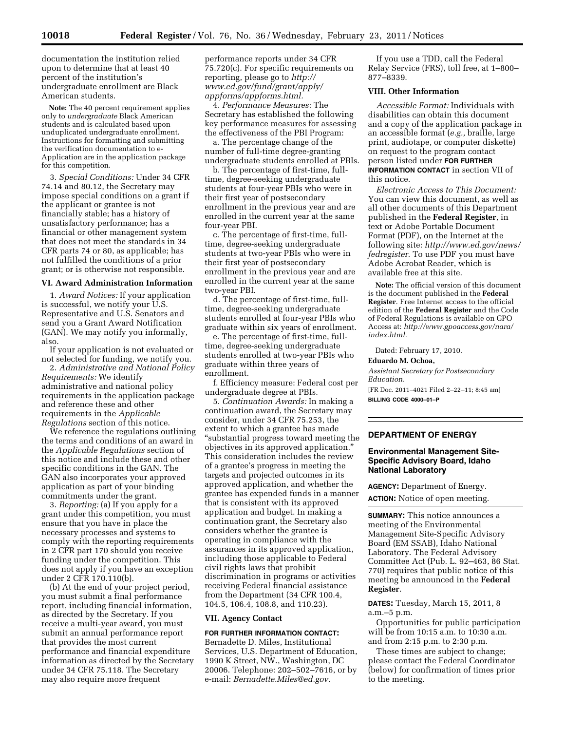documentation the institution relied upon to determine that at least 40 percent of the institution's undergraduate enrollment are Black American students.

**Note:** The 40 percent requirement applies only to *undergraduate* Black American students and is calculated based upon unduplicated undergraduate enrollment. Instructions for formatting and submitting the verification documentation to e-Application are in the application package for this competition.

3. *Special Conditions:* Under 34 CFR 74.14 and 80.12, the Secretary may impose special conditions on a grant if the applicant or grantee is not financially stable; has a history of unsatisfactory performance; has a financial or other management system that does not meet the standards in 34 CFR parts 74 or 80, as applicable; has not fulfilled the conditions of a prior grant; or is otherwise not responsible.

### VI. Award Administration Information

1. *Award Notices:* If your application is successful, we notify your U.S. Representative and U.S. Senators and send you a Grant Award Notification (GAN). We may notify you informally, also.

If your application is not evaluated or not selected for funding, we notify you.

2. *Administrative and National Policy Requirements:* We identify administrative and national policy requirements in the application package and reference these and other requirements in the *Applicable Regulations* section of this notice.

We reference the regulations outlining the terms and conditions of an award in the *Applicable Regulations* section of this notice and include these and other specific conditions in the GAN. The GAN also incorporates your approved application as part of your binding commitments under the grant.

3. *Reporting:* (a) If you apply for a grant under this competition, you must ensure that you have in place the necessary processes and systems to comply with the reporting requirements in 2 CFR part 170 should you receive funding under the competition. This does not apply if you have an exception under 2 CFR 170.110(b).

(b) At the end of your project period, you must submit a final performance report, including financial information, as directed by the Secretary. If you receive a multi-year award, you must submit an annual performance report that provides the most current performance and financial expenditure information as directed by the Secretary under 34 CFR 75.118. The Secretary may also require more frequent performance reports under 34 CFR 75.720(c). For specific requirements on reporting, please go to *http://www.ed.gov/fund/grant/apply/appforms/appforms.html.*

4. *Performance Measures:* The Secretary has established the following key performance measures for assessing the effectiveness of the PBI Program:

a. The percentage change of the number of full-time degree-granting undergraduate students enrolled at PBIs.

b. The percentage of first-time, full-time, degree-seeking undergraduate students at four-year PBIs who were in their first year of postsecondary enrollment in the previous year and are enrolled in the current year at the same four-year PBI.

c. The percentage of first-time, full-time, degree-seeking undergraduate students at two-year PBIs who were in their first year of postsecondary enrollment in the previous year and are enrolled in the current year at the same two-year PBI.

d. The percentage of first-time, full-time, degree-seeking undergraduate students enrolled at four-year PBIs who graduate within six years of enrollment.

e. The percentage of first-time, full-time, degree-seeking undergraduate students enrolled at two-year PBIs who graduate within three years of enrollment.

f. Efficiency measure: Federal cost per undergraduate degree at PBIs.

5. *Continuation Awards:* In making a continuation award, the Secretary may consider, under 34 CFR 75.253, the extent to which a grantee has made "substantial progress toward meeting the objectives in its approved application." This consideration includes the review of a grantee's progress in meeting the targets and projected outcomes in its approved application, and whether the grantee has expended funds in a manner that is consistent with its approved application and budget. In making a continuation grant, the Secretary also considers whether the grantee is operating in compliance with the assurances in its approved application, including those applicable to Federal civil rights laws that prohibit discrimination in programs or activities receiving Federal financial assistance from the Department (34 CFR 100.4, 104.5, 106.4, 108.8, and 110.23).

### VII. Agency Contact

**FOR FURTHER INFORMATION CONTACT:** Bernadette D. Miles, Institutional Services, U.S. Department of Education, 1990 K Street, NW., Washington, DC 20006. Telephone: 202–502–7616, or by e-mail: *Bernadette.Miles@ed.gov.*

If you use a TDD, call the Federal Relay Service (FRS), toll free, at 1–800–877–8339.

### VIII. Other Information

*Accessible Format:* Individuals with disabilities can obtain this document and a copy of the application package in an accessible format (*e.g.,* braille, large print, audiotape, or computer diskette) on request to the program contact person listed under **FOR FURTHER INFORMATION CONTACT** in section VII of this notice.

*Electronic Access to This Document:* You can view this document, as well as all other documents of this Department published in the **Federal Register**, in text or Adobe Portable Document Format (PDF), on the Internet at the following site: *http://www.ed.gov/news/fedregister.* To use PDF you must have Adobe Acrobat Reader, which is available free at this site.

**Note:** The official version of this document is the document published in the **Federal Register**. Free Internet access to the official edition of the **Federal Register** and the Code of Federal Regulations is available on GPO Access at: *http://www.gpoaccess.gov/nara/index.html.*

Dated: February 17, 2010.

**Eduardo M. Ochoa,**

*Assistant Secretary for Postsecondary Education.*

[FR Doc. 2011–4021 Filed 2–22–11; 8:45 am]

**BILLING CODE 4000–01–P**

## DEPARTMENT OF ENERGY

### Environmental Management Site-Specific Advisory Board, Idaho National Laboratory

**AGENCY:** Department of Energy.

**ACTION:** Notice of open meeting.

**SUMMARY:** This notice announces a meeting of the Environmental Management Site-Specific Advisory Board (EM SSAB), Idaho National Laboratory. The Federal Advisory Committee Act (Pub. L. 92–463, 86 Stat. 770) requires that public notice of this meeting be announced in the **Federal Register**.

**DATES:** Tuesday, March 15, 2011, 8 a.m.–5 p.m.

Opportunities for public participation will be from 10:15 a.m. to 10:30 a.m. and from 2:15 p.m. to 2:30 p.m.

These times are subject to change; please contact the Federal Coordinator (below) for confirmation of times prior to the meeting.